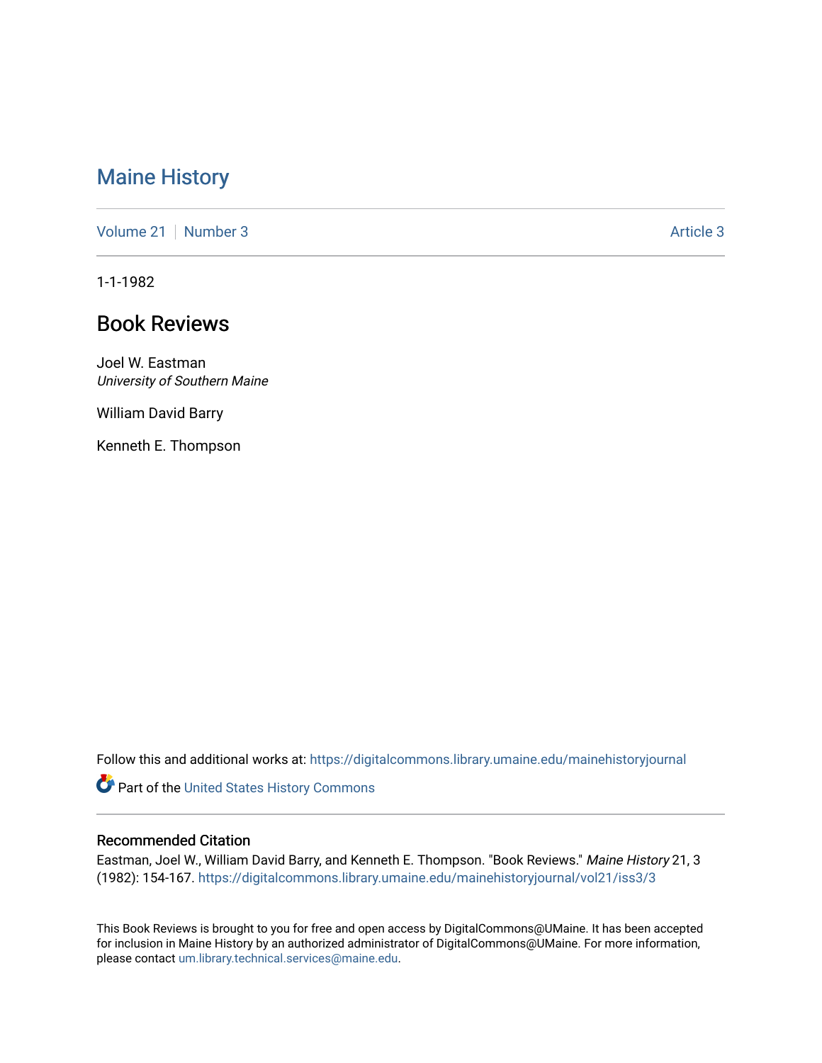# Maine History

Volume 21 | Number 3 | Article 3

1-1-1982

## Book Reviews

Joel W. Eastman
*University of Southern Maine*

William David Barry

Kenneth E. Thompson

Follow this and additional works at: https://digitalcommons.library.umaine.edu/mainehistoryjournal

Part of the United States History Commons

### Recommended Citation

Eastman, Joel W., William David Barry, and Kenneth E. Thompson. "Book Reviews." *Maine History* 21, 3 (1982): 154-167. https://digitalcommons.library.umaine.edu/mainehistoryjournal/vol21/iss3/3

This Book Reviews is brought to you for free and open access by DigitalCommons@UMaine. It has been accepted for inclusion in Maine History by an authorized administrator of DigitalCommons@UMaine. For more information, please contact um.library.technical.services@maine.edu.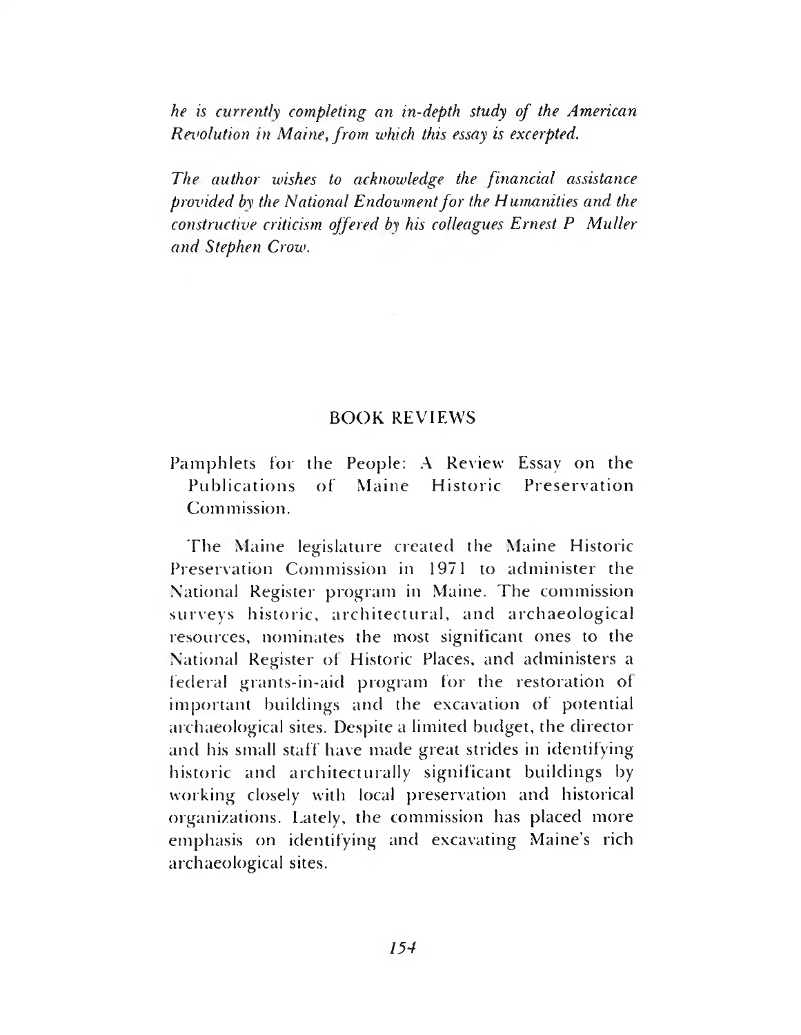*he is currently completing an in-depth study of the American Revolution in Maine, from which this essay is excerpted.*

*The author wishes to acknowledge the financial assistance provided by the National Endowment for the Humanities and the constructive criticism offered by his colleagues Ernest P Muller and Stephen Crow.*

## BOOK REVIEWS

### Pamphlets for the People: A Review Essay on the Publications of Maine Historic Preservation Commission.

The Maine legislature created the Maine Historic Preservation Commission in 1971 to administer the National Register program in Maine. The commission surveys historic, architectural, and archaeological resources, nominates the most significant ones to the National Register of Historic Places, and administers a federal grants-in-aid program for the restoration of important buildings and the excavation of potential archaeological sites. Despite a limited budget, the director and his small staff have made great strides in identifying historic and architecturally significant buildings by working closely with local preservation and historical organizations. Lately, the commission has placed more emphasis on identifying and excavating Maine's rich archaeological sites.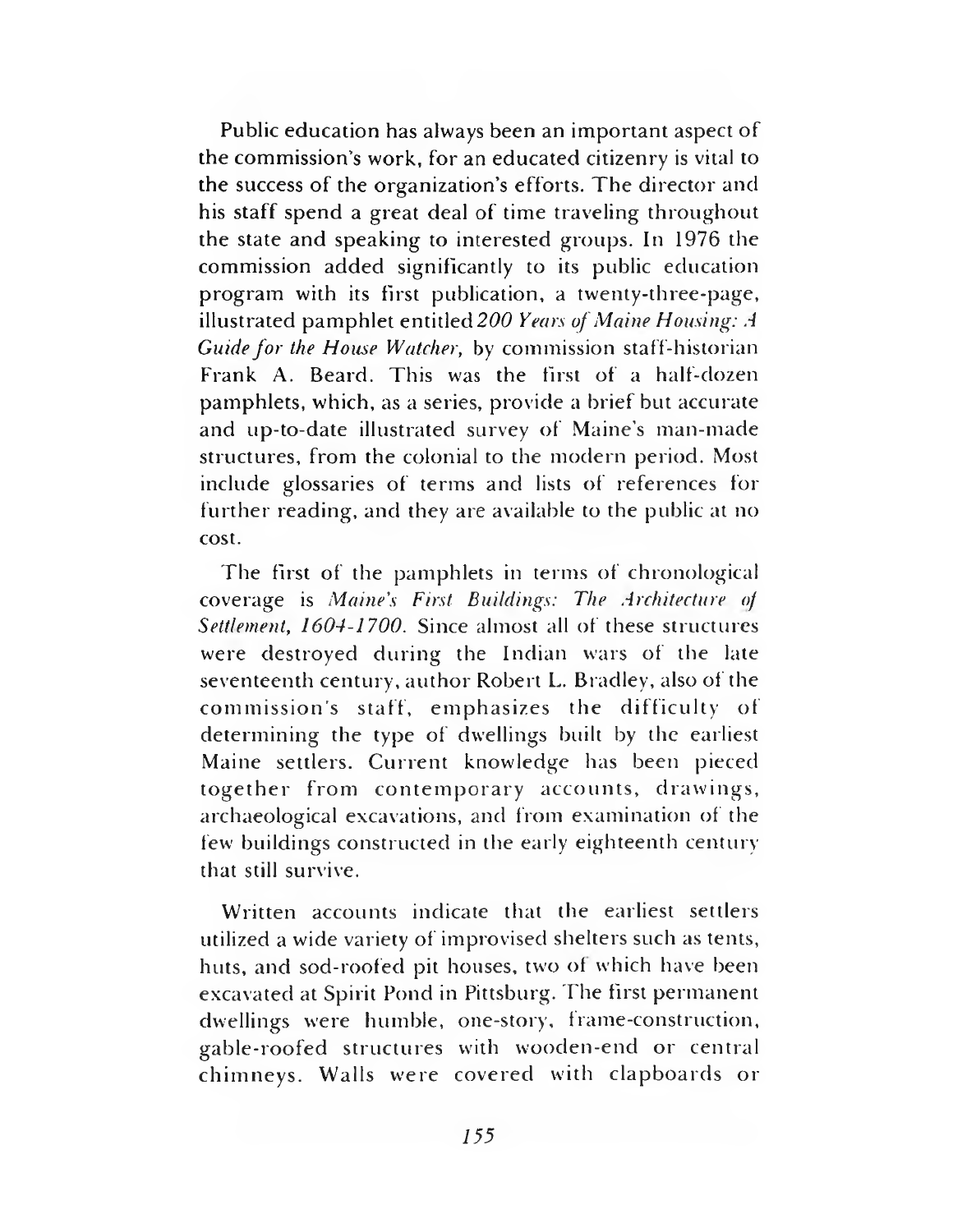Public education has always been an important aspect of the commission's work, for an educated citizenry is vital to the success of the organization's efforts. The director and his staff spend a great deal of time traveling throughout the state and speaking to interested groups. In 1976 the commission added significantly to its public education program with its first publication, a twenty-three-page, illustrated pamphlet entitled *200 Years of Maine Housing: A Guide for the House Watcher,* by commission staff-historian Frank A. Beard. This was the first of a half-dozen pamphlets, which, as a series, provide a brief but accurate and up-to-date illustrated survey of Maine's man-made structures, from the colonial to the modern period. Most include glossaries of terms and lists of references for further reading, and they are available to the public at no cost.

The first of the pamphlets in terms of chronological coverage is *Maine's First Buildings: The Architecture of Settlement, 1604-1700.* Since almost all of these structures were destroyed during the Indian wars of the late seventeenth century, author Robert L. Bradley, also of the commission's staff, emphasizes the difficulty of determining the type of dwellings built by the earliest Maine settlers. Current knowledge has been pieced together from contemporary accounts, drawings, archaeological excavations, and from examination of the few buildings constructed in the early eighteenth century that still survive.

Written accounts indicate that the earliest settlers utilized a wide variety of improvised shelters such as tents, huts, and sod-roofed pit houses, two of which have been excavated at Spirit Pond in Pittsburg. The first permanent dwellings were humble, one-story, frame-construction, gable-roofed structures with wooden-end or central chimneys. Walls were covered with clapboards or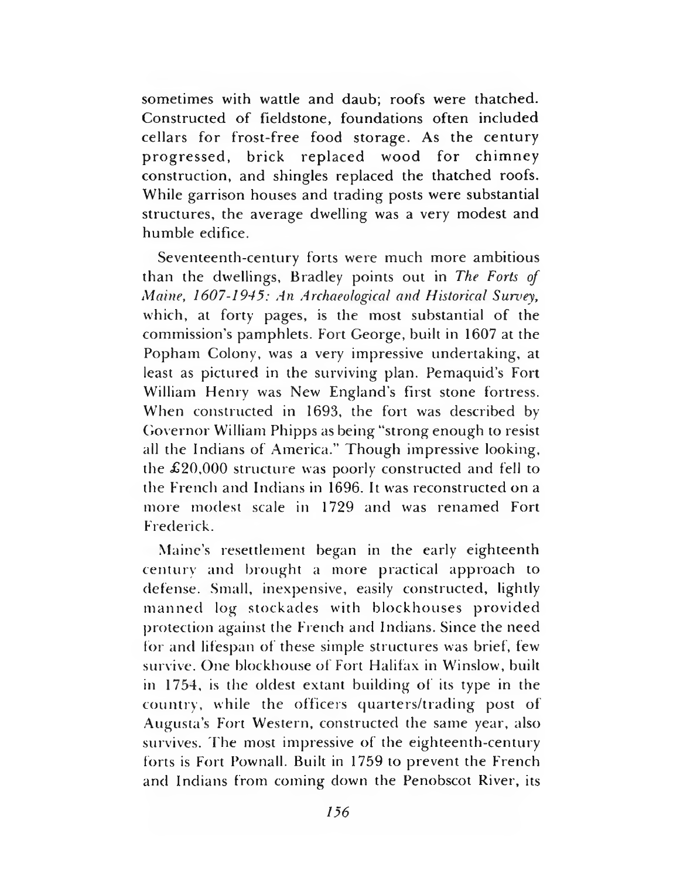sometimes with wattle and daub; roofs were thatched. Constructed of fieldstone, foundations often included cellars for frost-free food storage. As the century progressed, brick replaced wood for chimney construction, and shingles replaced the thatched roofs. While garrison houses and trading posts were substantial structures, the average dwelling was a very modest and humble edifice.

Seventeenth-century forts were much more ambitious than the dwellings, Bradley points out in *The Forts of Maine, 1607-1945: An Archaeological and Historical Survey,* which, at forty pages, is the most substantial of the commission's pamphlets. Fort George, built in 1607 at the Popham Colony, was a very impressive undertaking, at least as pictured in the surviving plan. Pemaquid's Fort William Henry was New England's first stone fortress. When constructed in 1693, the fort was described by Governor William Phipps as being "strong enough to resist all the Indians of America." Though impressive looking, the £20,000 structure was poorly constructed and fell to the French and Indians in 1696. It was reconstructed on a more modest scale in 1729 and was renamed Fort Frederick.

Maine's resettlement began in the early eighteenth century and brought a more practical approach to defense. Small, inexpensive, easily constructed, lightly manned log stockades with blockhouses provided protection against the French and Indians. Since the need for and lifespan of these simple structures was brief, few survive. One blockhouse of Fort Halifax in Winslow, built in 1754, is the oldest extant building of its type in the country, while the officers quarters/trading post of Augusta's Fort Western, constructed the same year, also survives. The most impressive of the eighteenth-century forts is Fort Pownall. Built in 1759 to prevent the French and Indians from coming down the Penobscot River, its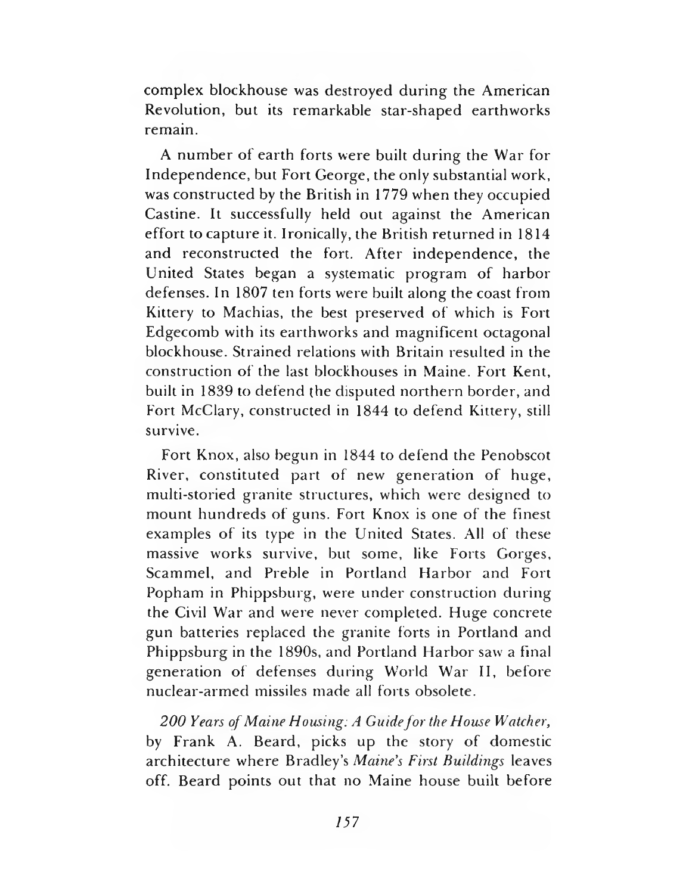complex blockhouse was destroyed during the American Revolution, but its remarkable star-shaped earthworks remain.

A number of earth forts were built during the War for Independence, but Fort George, the only substantial work, was constructed by the British in 1779 when they occupied Castine. It successfully held out against the American effort to capture it. Ironically, the British returned in 1814 and reconstructed the fort. After independence, the United States began a systematic program of harbor defenses. In 1807 ten forts were built along the coast from Kittery to Machias, the best preserved of which is Fort Edgecomb with its earthworks and magnificent octagonal blockhouse. Strained relations with Britain resulted in the construction of the last blockhouses in Maine. Fort Kent, built in 1839 to defend the disputed northern border, and Fort McClary, constructed in 1844 to defend Kittery, still survive.

Fort Knox, also begun in 1844 to defend the Penobscot River, constituted part of new generation of huge, multi-storied granite structures, which were designed to mount hundreds of guns. Fort Knox is one of the finest examples of its type in the United States. All of these massive works survive, but some, like Forts Gorges, Scammel, and Preble in Portland Harbor and Fort Popham in Phippsburg, were under construction during the Civil War and were never completed. Huge concrete gun batteries replaced the granite forts in Portland and Phippsburg in the 1890s, and Portland Harbor saw a final generation of defenses during World War II, before nuclear-armed missiles made all forts obsolete.

*200 Years of Maine Housing: A Guide for the House Watcher,* by Frank A. Beard, picks up the story of domestic architecture where Bradley's *Maine's First Buildings* leaves off. Beard points out that no Maine house built before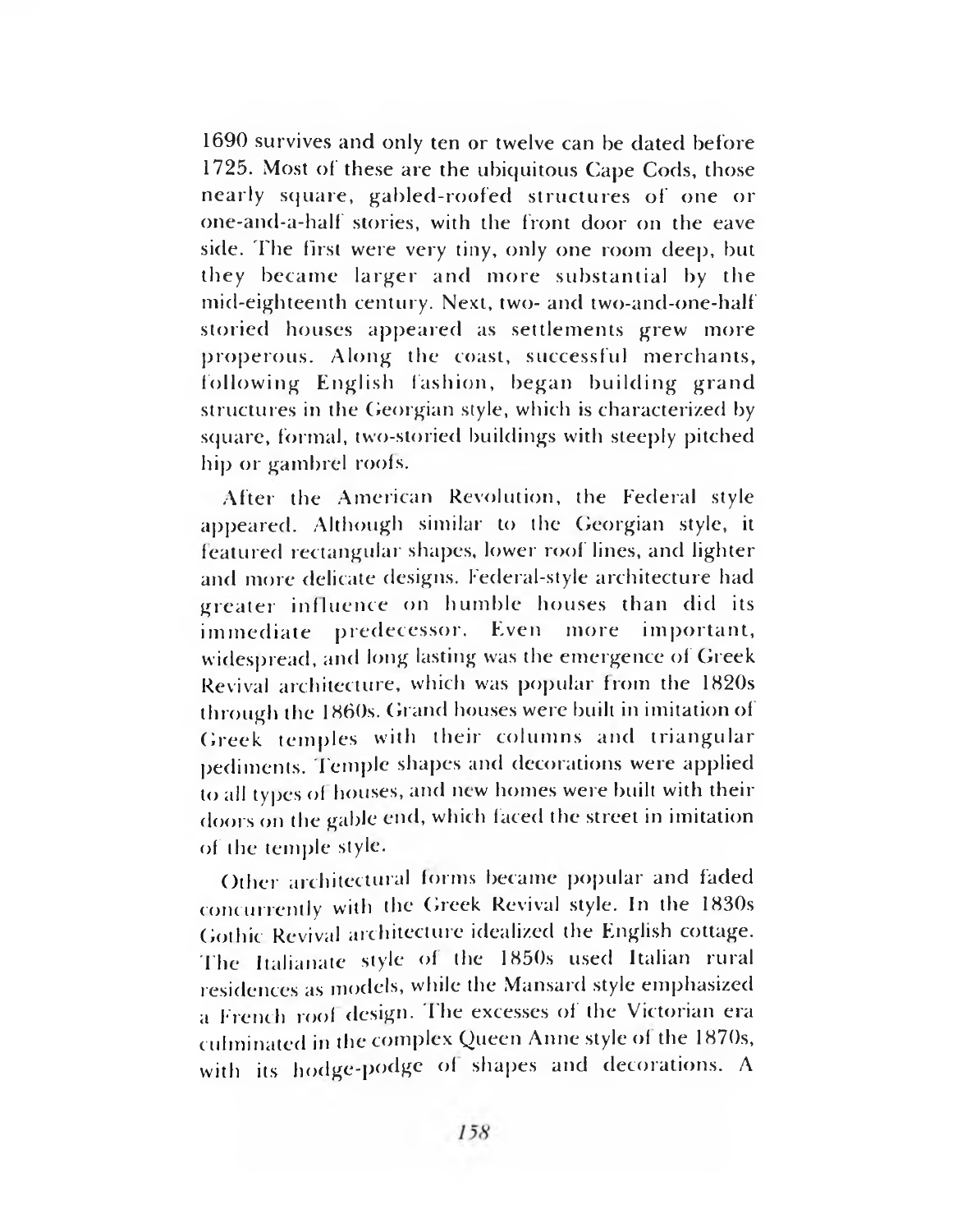1690 survives and only ten or twelve can be dated before 1725. Most of these are the ubiquitous Cape Cods, those nearly square, gabled-roofed structures of one or one-and-a-half stories, with the front door on the eave side. The first were very tiny, only one room deep, but they became larger and more substantial by the mid-eighteenth century. Next, two- and two-and-one-half storied houses appeared as settlements grew more properous. Along the coast, successful merchants, following English fashion, began building grand structures in the Georgian style, which is characterized by square, formal, two-storied buildings with steeply pitched hip or gambrel roofs.

After the American Revolution, the Federal style appeared. Although similar to the Georgian style, it featured rectangular shapes, lower roof lines, and lighter and more delicate designs. Federal-style architecture had greater influence on humble houses than did its immediate predecessor. Even more important, widespread, and long lasting was the emergence of Greek Revival architecture, which was popular from the 1820s through the 1860s. Grand houses were built in imitation of Greek temples with their columns and triangular pediments. Temple shapes and decorations were applied to all types of houses, and new homes were built with their doors on the gable end, which faced the street in imitation of the temple style.

Other architectural forms became popular and faded concurrently with the Greek Revival style. In the 1830s Gothic Revival architecture idealized the English cottage. The Italianate style of the 1850s used Italian rural residences as models, while the Mansard style emphasized a French roof design. The excesses of the Victorian era culminated in the complex Queen Anne style of the 1870s, with its hodge-podge of shapes and decorations. A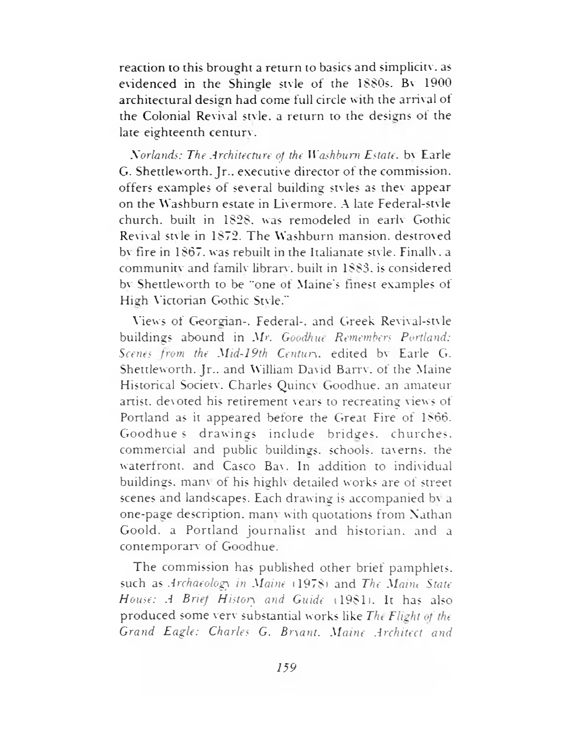reaction to this brought a return to basics and simplicity, as evidenced in the Shingle style of the 1880s. By 1900 architectural design had come full circle with the arrival of the Colonial Revival style, a return to the designs of the late eighteenth century.

*Norlands: The Architecture of the Washburn Estate*, by Earle G. Shettleworth, Jr., executive director of the commission, offers examples of several building styles as they appear on the Washburn estate in Livermore. A late Federal-style church, built in 1828, was remodeled in early Gothic Revival style in 1872. The Washburn mansion, destroyed by fire in 1867, was rebuilt in the Italianate style. Finally, a community and family library, built in 1883, is considered by Shettleworth to be "one of Maine's finest examples of High Victorian Gothic Style."

Views of Georgian-, Federal-, and Greek Revival-style buildings abound in *Mr. Goodhue Remembers Portland: Scenes from the Mid-19th Century*, edited by Earle G. Shettleworth, Jr., and William David Barry, of the Maine Historical Society. Charles Quincy Goodhue, an amateur artist, devoted his retirement years to recreating views of Portland as it appeared before the Great Fire of 1866. Goodhue's drawings include bridges, churches, commercial and public buildings, schools, taverns, the waterfront, and Casco Bay. In addition to individual buildings, many of his highly detailed works are of street scenes and landscapes. Each drawing is accompanied by a one-page description, many with quotations from Nathan Goold, a Portland journalist and historian, and a contemporary of Goodhue.

The commission has published other brief pamphlets, such as *Archaeology in Maine* (1978) and *The Maine State House: A Brief History and Guide* (1981). It has also produced some very substantial works like *The Flight of the Grand Eagle: Charles G. Bryant, Maine Architect and*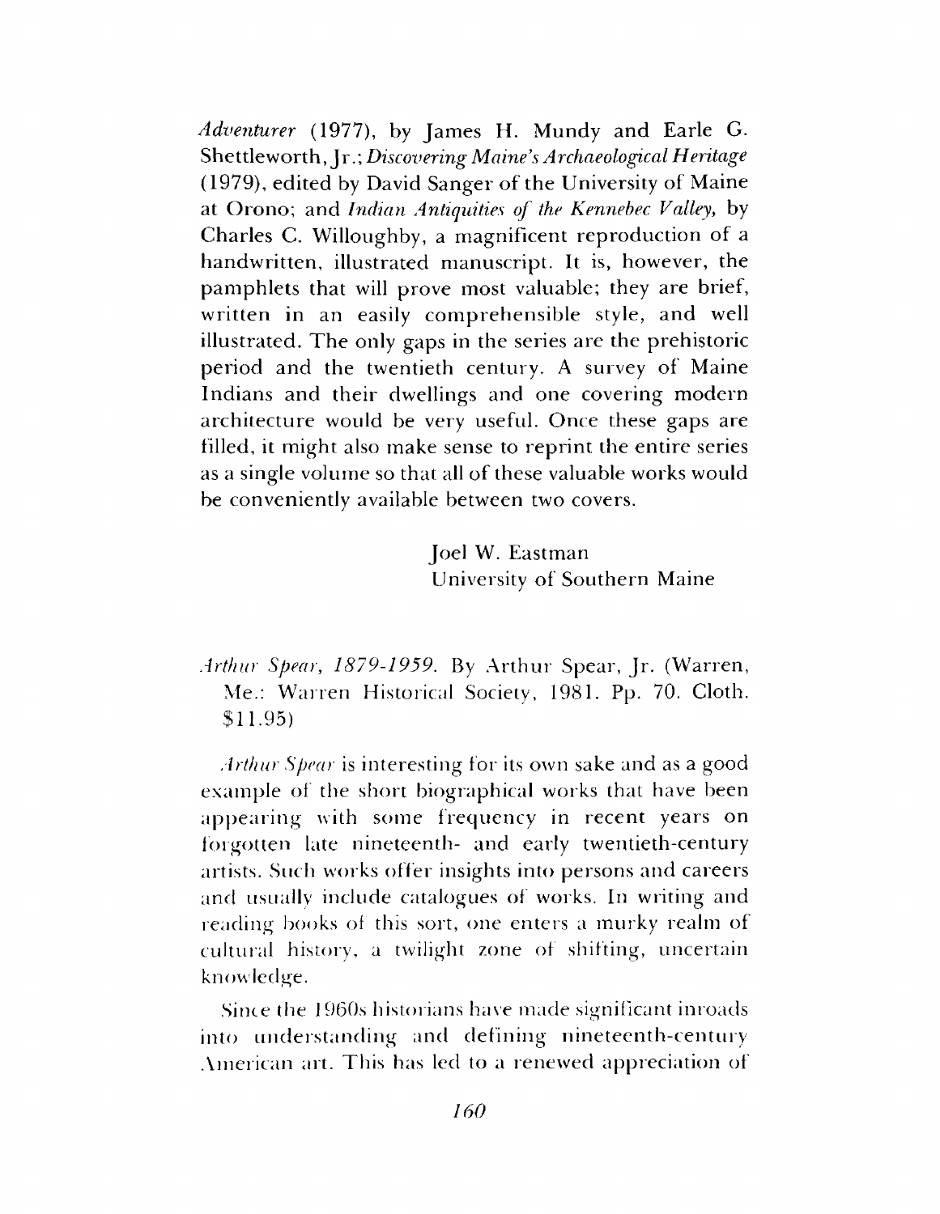*Adventurer* (1977), by James H. Mundy and Earle G. Shettleworth, Jr.; *Discovering Maine's Archaeological Heritage* (1979), edited by David Sanger of the University of Maine at Orono; and *Indian Antiquities of the Kennebec Valley*, by Charles C. Willoughby, a magnificent reproduction of a handwritten, illustrated manuscript. It is, however, the pamphlets that will prove most valuable; they are brief, written in an easily comprehensible style, and well illustrated. The only gaps in the series are the prehistoric period and the twentieth century. A survey of Maine Indians and their dwellings and one covering modern architecture would be very useful. Once these gaps are filled, it might also make sense to reprint the entire series as a single volume so that all of these valuable works would be conveniently available between two covers.

Joel W. Eastman
University of Southern Maine

*Arthur Spear, 1879-1959*. By Arthur Spear, Jr. (Warren, Me.: Warren Historical Society, 1981. Pp. 70. Cloth. $11.95)

*Arthur Spear* is interesting for its own sake and as a good example of the short biographical works that have been appearing with some frequency in recent years on forgotten late nineteenth- and early twentieth-century artists. Such works offer insights into persons and careers and usually include catalogues of works. In writing and reading books of this sort, one enters a murky realm of cultural history, a twilight zone of shifting, uncertain knowledge.

Since the 1960s historians have made significant inroads into understanding and defining nineteenth-century American art. This has led to a renewed appreciation of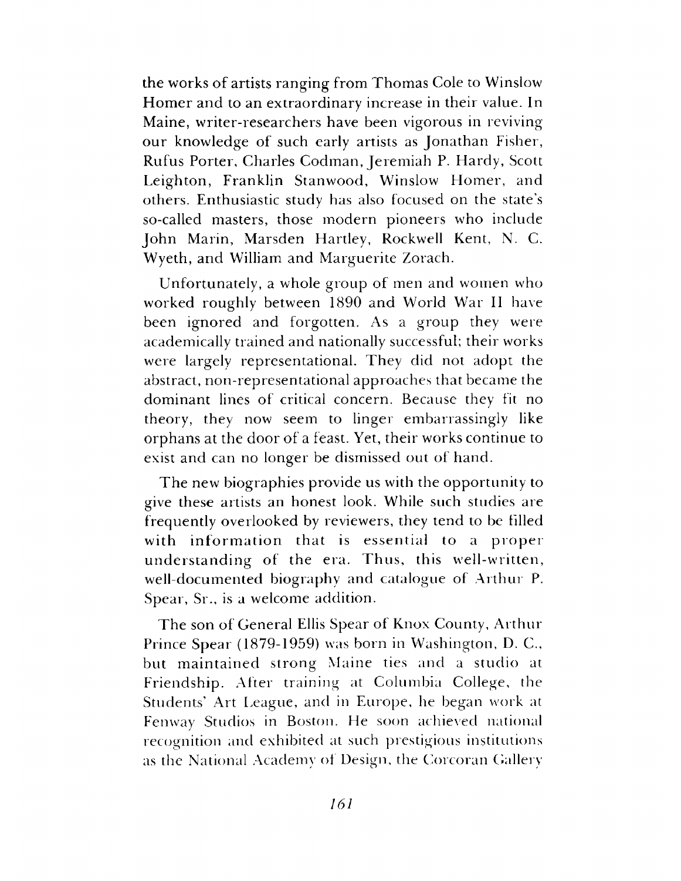the works of artists ranging from Thomas Cole to Winslow Homer and to an extraordinary increase in their value. In Maine, writer-researchers have been vigorous in reviving our knowledge of such early artists as Jonathan Fisher, Rufus Porter, Charles Codman, Jeremiah P. Hardy, Scott Leighton, Franklin Stanwood, Winslow Homer, and others. Enthusiastic study has also focused on the state's so-called masters, those modern pioneers who include John Marin, Marsden Hartley, Rockwell Kent, N. C. Wyeth, and William and Marguerite Zorach.

Unfortunately, a whole group of men and women who worked roughly between 1890 and World War II have been ignored and forgotten. As a group they were academically trained and nationally successful; their works were largely representational. They did not adopt the abstract, non-representational approaches that became the dominant lines of critical concern. Because they fit no theory, they now seem to linger embarrassingly like orphans at the door of a feast. Yet, their works continue to exist and can no longer be dismissed out of hand.

The new biographies provide us with the opportunity to give these artists an honest look. While such studies are frequently overlooked by reviewers, they tend to be filled with information that is essential to a proper understanding of the era. Thus, this well-written, well-documented biography and catalogue of Arthur P. Spear, Sr., is a welcome addition.

The son of General Ellis Spear of Knox County, Arthur Prince Spear (1879-1959) was born in Washington, D. C., but maintained strong Maine ties and a studio at Friendship. After training at Columbia College, the Students' Art League, and in Europe, he began work at Fenway Studios in Boston. He soon achieved national recognition and exhibited at such prestigious institutions as the National Academy of Design, the Corcoran Gallery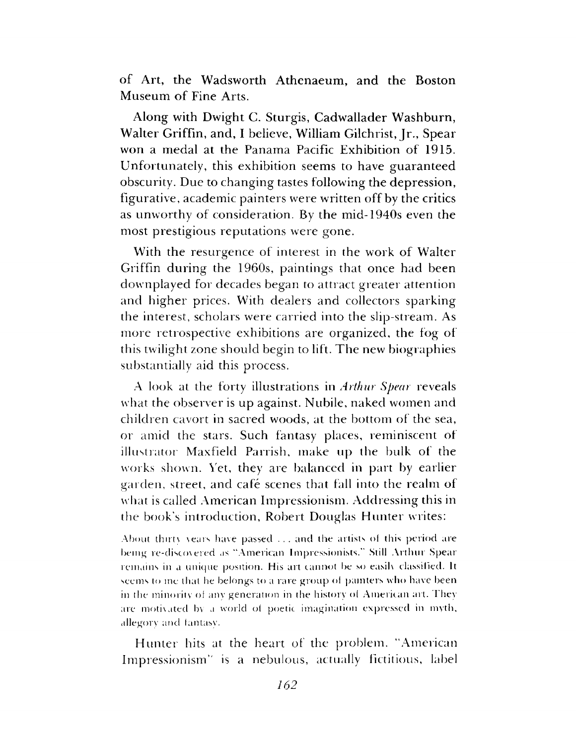of Art, the Wadsworth Athenaeum, and the Boston Museum of Fine Arts.

Along with Dwight C. Sturgis, Cadwallader Washburn, Walter Griffin, and, I believe, William Gilchrist, Jr., Spear won a medal at the Panama Pacific Exhibition of 1915. Unfortunately, this exhibition seems to have guaranteed obscurity. Due to changing tastes following the depression, figurative, academic painters were written off by the critics as unworthy of consideration. By the mid-1940s even the most prestigious reputations were gone.

With the resurgence of interest in the work of Walter Griffin during the 1960s, paintings that once had been downplayed for decades began to attract greater attention and higher prices. With dealers and collectors sparking the interest, scholars were carried into the slip-stream. As more retrospective exhibitions are organized, the fog of this twilight zone should begin to lift. The new biographies substantially aid this process.

A look at the forty illustrations in *Arthur Spear* reveals what the observer is up against. Nubile, naked women and children cavort in sacred woods, at the bottom of the sea, or amid the stars. Such fantasy places, reminiscent of illustrator Maxfield Parrish, make up the bulk of the works shown. Yet, they are balanced in part by earlier garden, street, and café scenes that fall into the realm of what is called American Impressionism. Addressing this in the book's introduction, Robert Douglas Hunter writes:

> About thirty years have passed . . . and the artists of this period are being re-discovered as "American Impressionists." Still Arthur Spear remains in a unique position. His art cannot be so easily classified. It seems to me that he belongs to a rare group of painters who have been in the minority of any generation in the history of American art. They are motivated by a world of poetic imagination expressed in myth, allegory and fantasy.

Hunter hits at the heart of the problem. "American Impressionism" is a nebulous, actually fictitious, label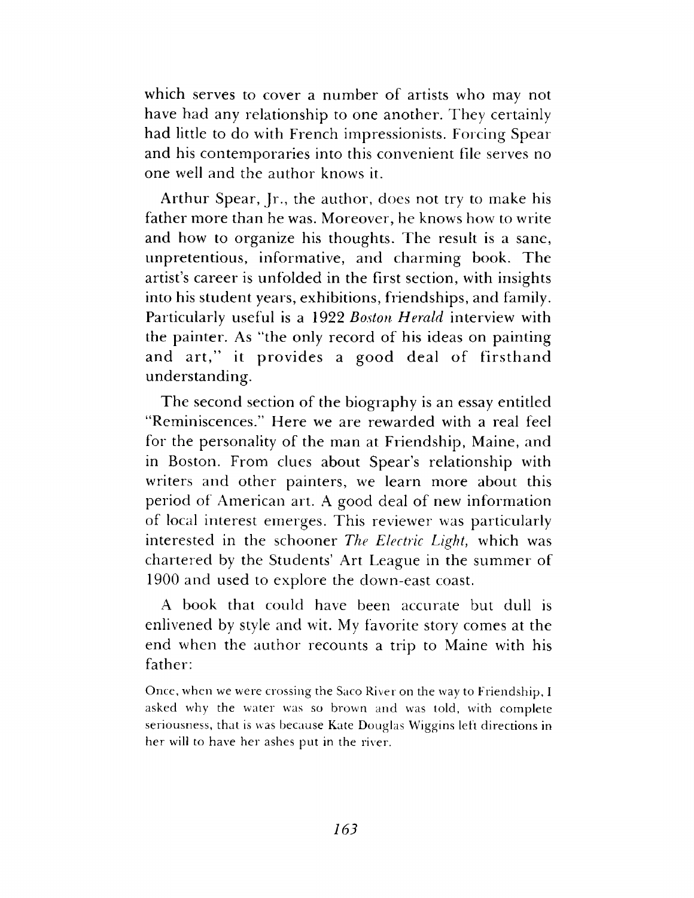which serves to cover a number of artists who may not have had any relationship to one another. They certainly had little to do with French impressionists. Forcing Spear and his contemporaries into this convenient file serves no one well and the author knows it.

Arthur Spear, Jr., the author, does not try to make his father more than he was. Moreover, he knows how to write and how to organize his thoughts. The result is a sane, unpretentious, informative, and charming book. The artist's career is unfolded in the first section, with insights into his student years, exhibitions, friendships, and family. Particularly useful is a 1922 *Boston Herald* interview with the painter. As "the only record of his ideas on painting and art," it provides a good deal of firsthand understanding.

The second section of the biography is an essay entitled "Reminiscences." Here we are rewarded with a real feel for the personality of the man at Friendship, Maine, and in Boston. From clues about Spear's relationship with writers and other painters, we learn more about this period of American art. A good deal of new information of local interest emerges. This reviewer was particularly interested in the schooner *The Electric Light,* which was chartered by the Students' Art League in the summer of 1900 and used to explore the down-east coast.

A book that could have been accurate but dull is enlivened by style and wit. My favorite story comes at the end when the author recounts a trip to Maine with his father:

> Once, when we were crossing the Saco River on the way to Friendship, I asked why the water was so brown and was told, with complete seriousness, that is was because Kate Douglas Wiggins left directions in her will to have her ashes put in the river.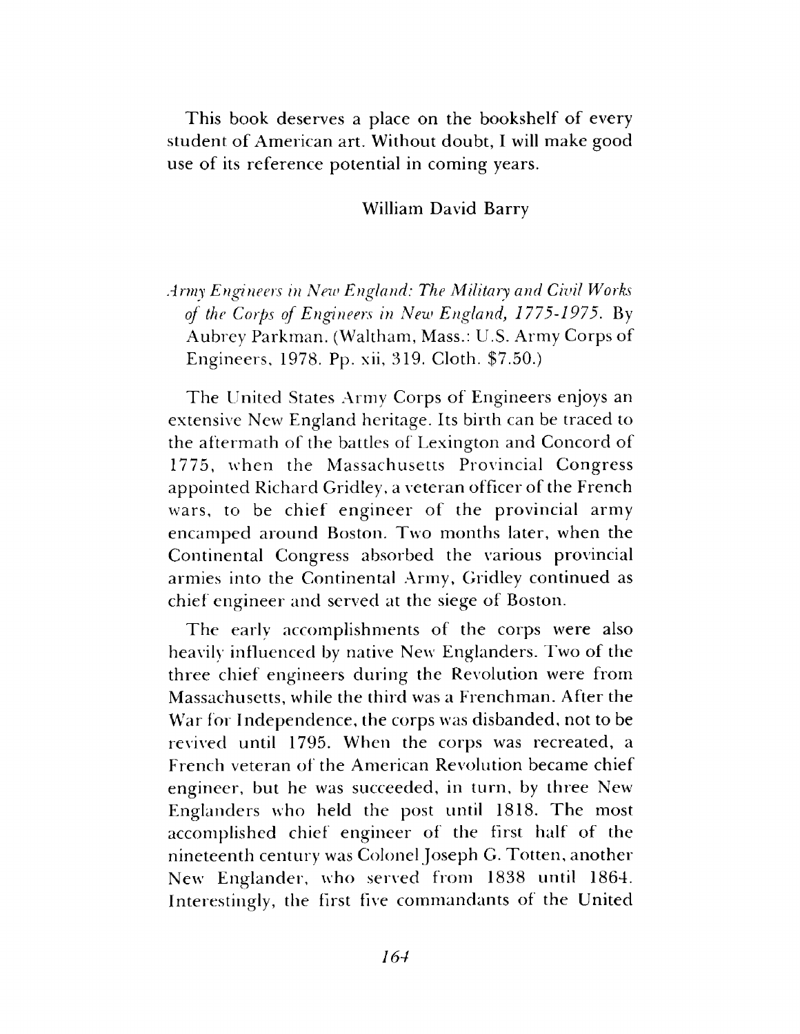This book deserves a place on the bookshelf of every student of American art. Without doubt, I will make good use of its reference potential in coming years.

William David Barry

*Army Engineers in New England: The Military and Civil Works of the Corps of Engineers in New England, 1775-1975.* By Aubrey Parkman. (Waltham, Mass.: U.S. Army Corps of Engineers, 1978. Pp. xii, 319. Cloth. $7.50.)

The United States Army Corps of Engineers enjoys an extensive New England heritage. Its birth can be traced to the aftermath of the battles of Lexington and Concord of 1775, when the Massachusetts Provincial Congress appointed Richard Gridley, a veteran officer of the French wars, to be chief engineer of the provincial army encamped around Boston. Two months later, when the Continental Congress absorbed the various provincial armies into the Continental Army, Gridley continued as chief engineer and served at the siege of Boston.

The early accomplishments of the corps were also heavily influenced by native New Englanders. Two of the three chief engineers during the Revolution were from Massachusetts, while the third was a Frenchman. After the War for Independence, the corps was disbanded, not to be revived until 1795. When the corps was recreated, a French veteran of the American Revolution became chief engineer, but he was succeeded, in turn, by three New Englanders who held the post until 1818. The most accomplished chief engineer of the first half of the nineteenth century was Colonel Joseph G. Totten, another New Englander, who served from 1838 until 1864. Interestingly, the first five commandants of the United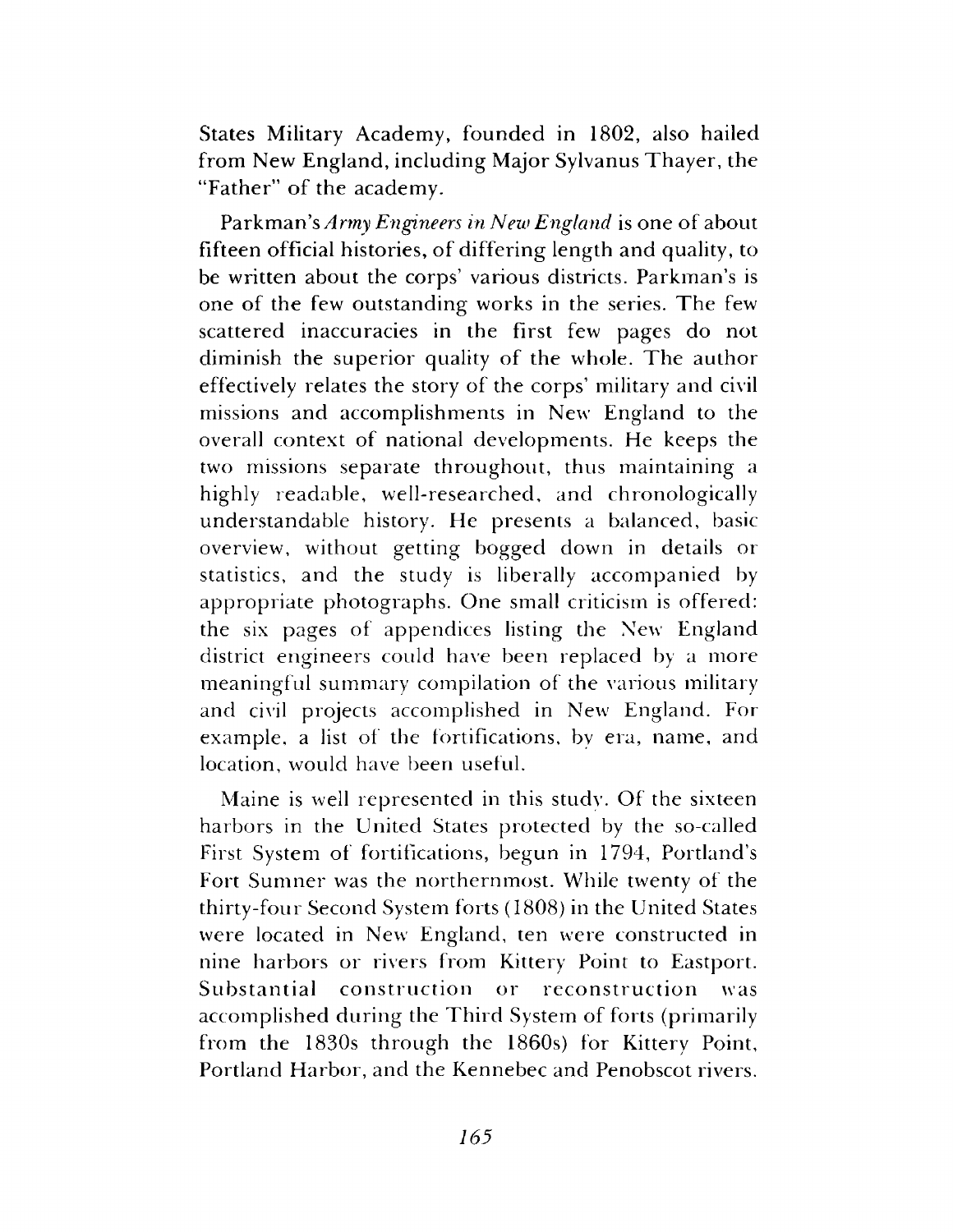States Military Academy, founded in 1802, also hailed from New England, including Major Sylvanus Thayer, the "Father" of the academy.

Parkman's *Army Engineers in New England* is one of about fifteen official histories, of differing length and quality, to be written about the corps' various districts. Parkman's is one of the few outstanding works in the series. The few scattered inaccuracies in the first few pages do not diminish the superior quality of the whole. The author effectively relates the story of the corps' military and civil missions and accomplishments in New England to the overall context of national developments. He keeps the two missions separate throughout, thus maintaining a highly readable, well-researched, and chronologically understandable history. He presents a balanced, basic overview, without getting bogged down in details or statistics, and the study is liberally accompanied by appropriate photographs. One small criticism is offered: the six pages of appendices listing the New England district engineers could have been replaced by a more meaningful summary compilation of the various military and civil projects accomplished in New England. For example, a list of the fortifications, by era, name, and location, would have been useful.

Maine is well represented in this study. Of the sixteen harbors in the United States protected by the so-called First System of fortifications, begun in 1794, Portland's Fort Sumner was the northernmost. While twenty of the thirty-four Second System forts (1808) in the United States were located in New England, ten were constructed in nine harbors or rivers from Kittery Point to Eastport. Substantial construction or reconstruction was accomplished during the Third System of forts (primarily from the 1830s through the 1860s) for Kittery Point, Portland Harbor, and the Kennebec and Penobscot rivers.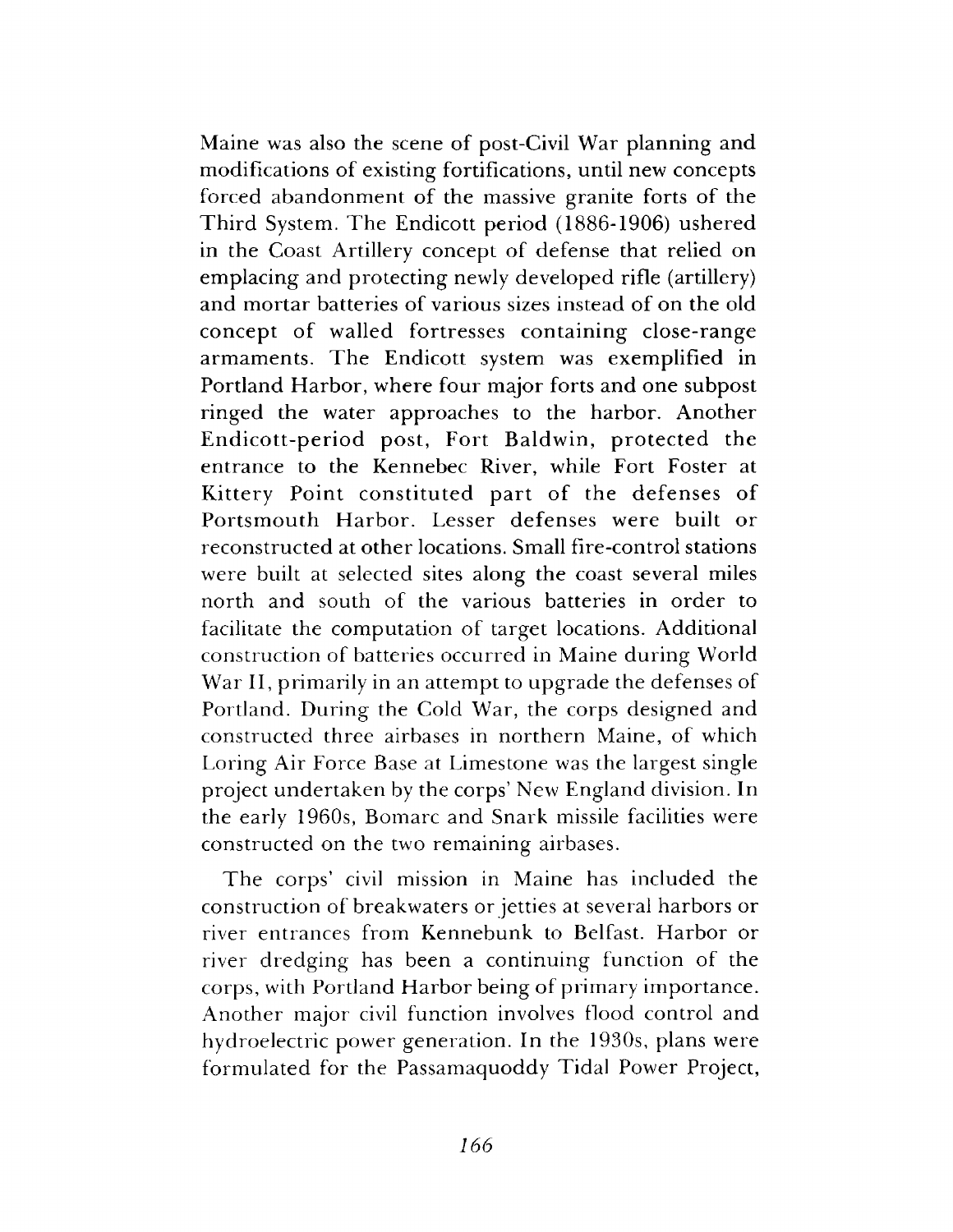Maine was also the scene of post-Civil War planning and modifications of existing fortifications, until new concepts forced abandonment of the massive granite forts of the Third System. The Endicott period (1886-1906) ushered in the Coast Artillery concept of defense that relied on emplacing and protecting newly developed rifle (artillery) and mortar batteries of various sizes instead of on the old concept of walled fortresses containing close-range armaments. The Endicott system was exemplified in Portland Harbor, where four major forts and one subpost ringed the water approaches to the harbor. Another Endicott-period post, Fort Baldwin, protected the entrance to the Kennebec River, while Fort Foster at Kittery Point constituted part of the defenses of Portsmouth Harbor. Lesser defenses were built or reconstructed at other locations. Small fire-control stations were built at selected sites along the coast several miles north and south of the various batteries in order to facilitate the computation of target locations. Additional construction of batteries occurred in Maine during World War II, primarily in an attempt to upgrade the defenses of Portland. During the Cold War, the corps designed and constructed three airbases in northern Maine, of which Loring Air Force Base at Limestone was the largest single project undertaken by the corps' New England division. In the early 1960s, Bomarc and Snark missile facilities were constructed on the two remaining airbases.

The corps' civil mission in Maine has included the construction of breakwaters or jetties at several harbors or river entrances from Kennebunk to Belfast. Harbor or river dredging has been a continuing function of the corps, with Portland Harbor being of primary importance. Another major civil function involves flood control and hydroelectric power generation. In the 1930s, plans were formulated for the Passamaquoddy Tidal Power Project,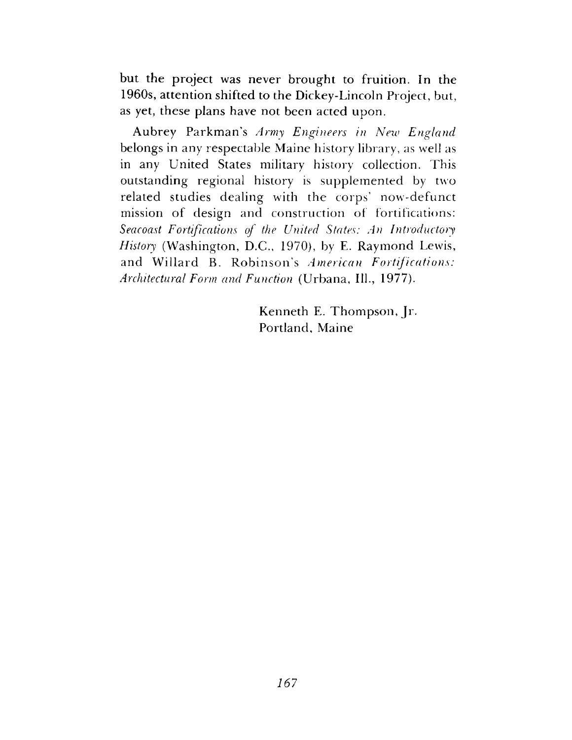but the project was never brought to fruition. In the 1960s, attention shifted to the Dickey-Lincoln Project, but, as yet, these plans have not been acted upon.

Aubrey Parkman's *Army Engineers in New England* belongs in any respectable Maine history library, as well as in any United States military history collection. This outstanding regional history is supplemented by two related studies dealing with the corps' now-defunct mission of design and construction of fortifications: *Seacoast Fortifications of the United States: An Introductory History* (Washington, D.C., 1970), by E. Raymond Lewis, and Willard B. Robinson's *American Fortifications: Architectural Form and Function* (Urbana, Ill., 1977).

Kenneth E. Thompson, Jr.
Portland, Maine